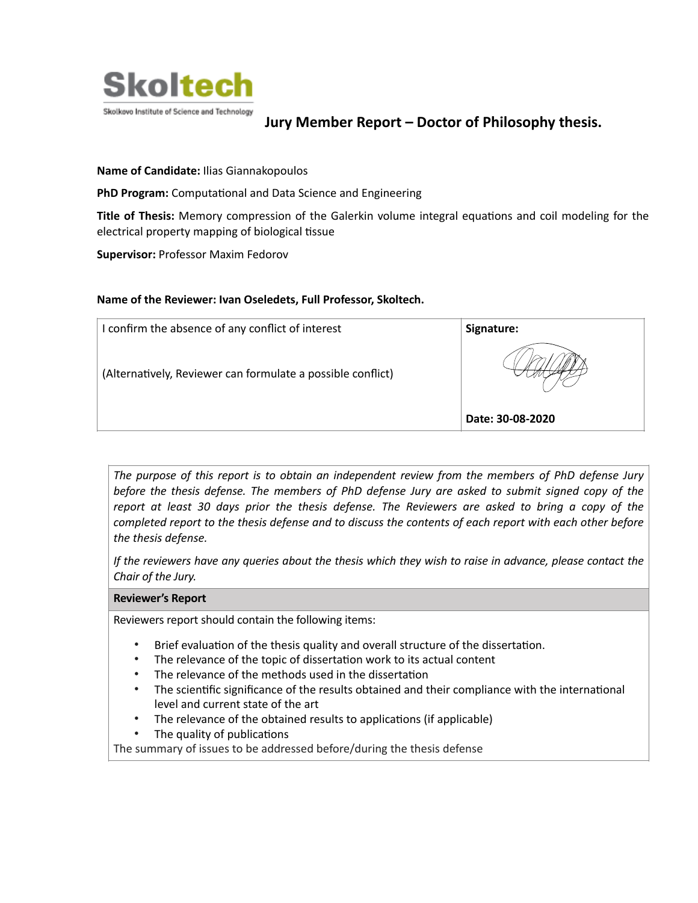**Skoltech**

Skolkovo Institute of Science and Technology

# Jury Member Report – Doctor of Philosophy thesis.

**Name of Candidate:** Ilias Giannakopoulos

**PhD Program:** Computational and Data Science and Engineering

**Title of Thesis:** Memory compression of the Galerkin volume integral equations and coil modeling for the electrical property mapping of biological tissue

**Supervisor:** Professor Maxim Fedorov

**Name of the Reviewer: Ivan Oseledets, Full Professor, Skoltech.**

| I confirm the absence of any conflict of interest | **Signature:** |
| --- | --- |
| (Alternatively, Reviewer can formulate a possible conflict) | |
| | **Date: 30-08-2020** |

*The purpose of this report is to obtain an independent review from the members of PhD defense Jury before the thesis defense. The members of PhD defense Jury are asked to submit signed copy of the report at least 30 days prior the thesis defense. The Reviewers are asked to bring a copy of the completed report to the thesis defense and to discuss the contents of each report with each other before the thesis defense.*

*If the reviewers have any queries about the thesis which they wish to raise in advance, please contact the Chair of the Jury.*

**Reviewer's Report**

Reviewers report should contain the following items:

- Brief evaluation of the thesis quality and overall structure of the dissertation.
- The relevance of the topic of dissertation work to its actual content
- The relevance of the methods used in the dissertation
- The scientific significance of the results obtained and their compliance with the international level and current state of the art
- The relevance of the obtained results to applications (if applicable)
- The quality of publications

The summary of issues to be addressed before/during the thesis defense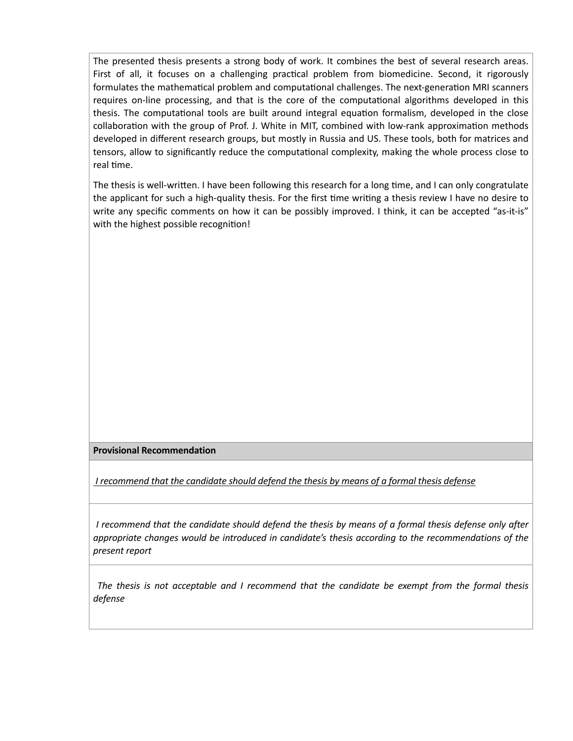The presented thesis presents a strong body of work. It combines the best of several research areas. First of all, it focuses on a challenging practical problem from biomedicine. Second, it rigorously formulates the mathematical problem and computational challenges. The next-generation MRI scanners requires on-line processing, and that is the core of the computational algorithms developed in this thesis. The computational tools are built around integral equation formalism, developed in the close collaboration with the group of Prof. J. White in MIT, combined with low-rank approximation methods developed in different research groups, but mostly in Russia and US. These tools, both for matrices and tensors, allow to significantly reduce the computational complexity, making the whole process close to real time.

The thesis is well-written. I have been following this research for a long time, and I can only congratulate the applicant for such a high-quality thesis. For the first time writing a thesis review I have no desire to write any specific comments on how it can be possibly improved. I think, it can be accepted "as-it-is" with the highest possible recognition!

**Provisional Recommendation**

<u>*I recommend that the candidate should defend the thesis by means of a formal thesis defense*</u>

*I recommend that the candidate should defend the thesis by means of a formal thesis defense only after appropriate changes would be introduced in candidate's thesis according to the recommendations of the present report*

*The thesis is not acceptable and I recommend that the candidate be exempt from the formal thesis defense*